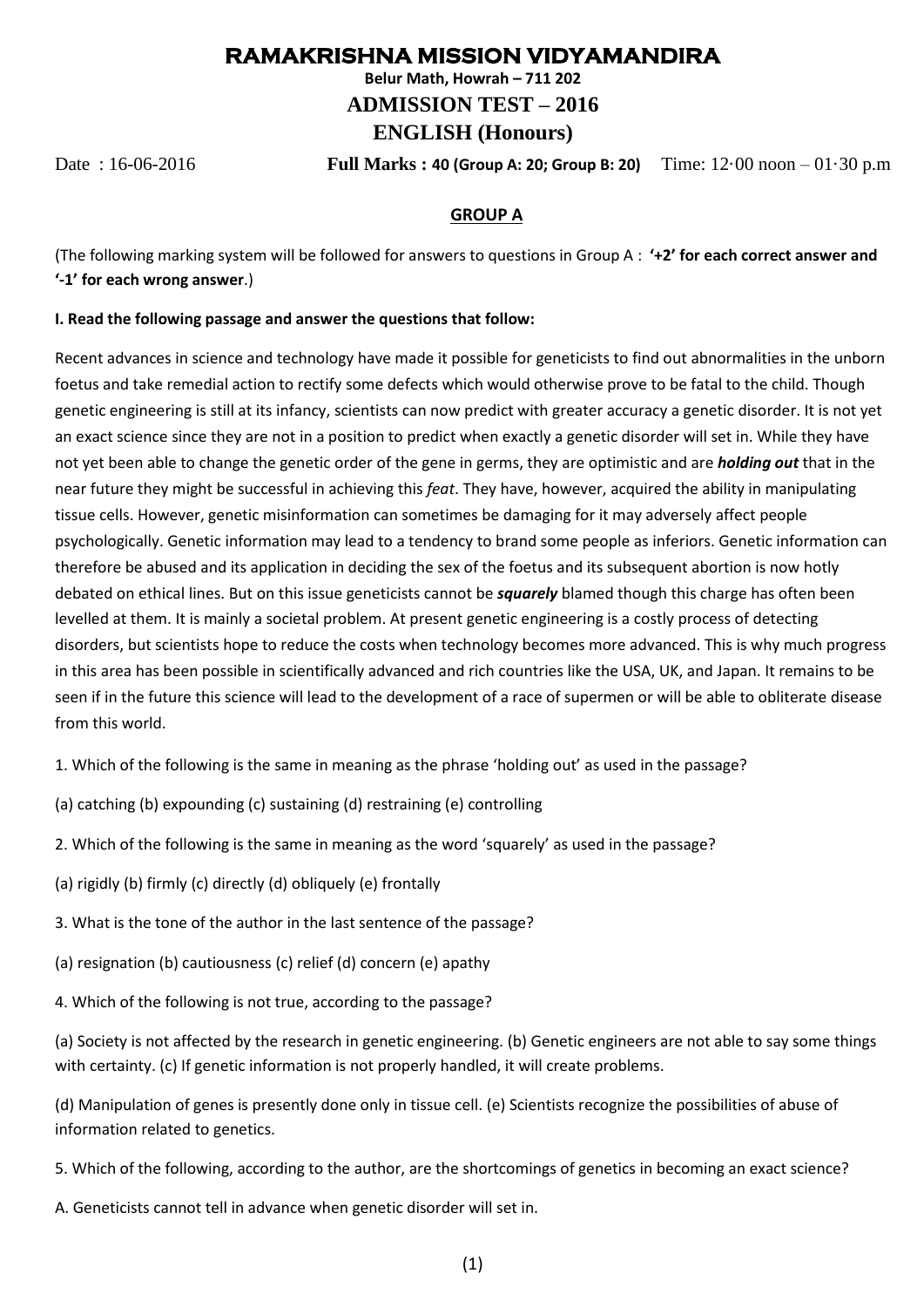# RAMAKRISHNA MISSION VIDYAMANDIRA

**Belur Math, Howrah – 711 202**

## ADMISSION TEST – 2016

## ENGLISH (Honours)

Date : 16-06-2016 **Full Marks : 40 (Group A: 20; Group B: 20)** Time: 12·00 noon – 01·30 p.m

### GROUP A

(The following marking system will be followed for answers to questions in Group A : **'+2' for each correct answer and '-1' for each wrong answer**.)

**I. Read the following passage and answer the questions that follow:**

Recent advances in science and technology have made it possible for geneticists to find out abnormalities in the unborn foetus and take remedial action to rectify some defects which would otherwise prove to be fatal to the child. Though genetic engineering is still at its infancy, scientists can now predict with greater accuracy a genetic disorder. It is not yet an exact science since they are not in a position to predict when exactly a genetic disorder will set in. While they have not yet been able to change the genetic order of the gene in germs, they are optimistic and are ***holding out*** that in the near future they might be successful in achieving this *feat*. They have, however, acquired the ability in manipulating tissue cells. However, genetic misinformation can sometimes be damaging for it may adversely affect people psychologically. Genetic information may lead to a tendency to brand some people as inferiors. Genetic information can therefore be abused and its application in deciding the sex of the foetus and its subsequent abortion is now hotly debated on ethical lines. But on this issue geneticists cannot be ***squarely*** blamed though this charge has often been levelled at them. It is mainly a societal problem. At present genetic engineering is a costly process of detecting disorders, but scientists hope to reduce the costs when technology becomes more advanced. This is why much progress in this area has been possible in scientifically advanced and rich countries like the USA, UK, and Japan. It remains to be seen if in the future this science will lead to the development of a race of supermen or will be able to obliterate disease from this world.

1. Which of the following is the same in meaning as the phrase 'holding out' as used in the passage?

(a) catching (b) expounding (c) sustaining (d) restraining (e) controlling

2. Which of the following is the same in meaning as the word 'squarely' as used in the passage?

(a) rigidly (b) firmly (c) directly (d) obliquely (e) frontally

3. What is the tone of the author in the last sentence of the passage?

(a) resignation (b) cautiousness (c) relief (d) concern (e) apathy

4. Which of the following is not true, according to the passage?

(a) Society is not affected by the research in genetic engineering. (b) Genetic engineers are not able to say some things with certainty. (c) If genetic information is not properly handled, it will create problems.

(d) Manipulation of genes is presently done only in tissue cell. (e) Scientists recognize the possibilities of abuse of information related to genetics.

5. Which of the following, according to the author, are the shortcomings of genetics in becoming an exact science?

A. Geneticists cannot tell in advance when genetic disorder will set in.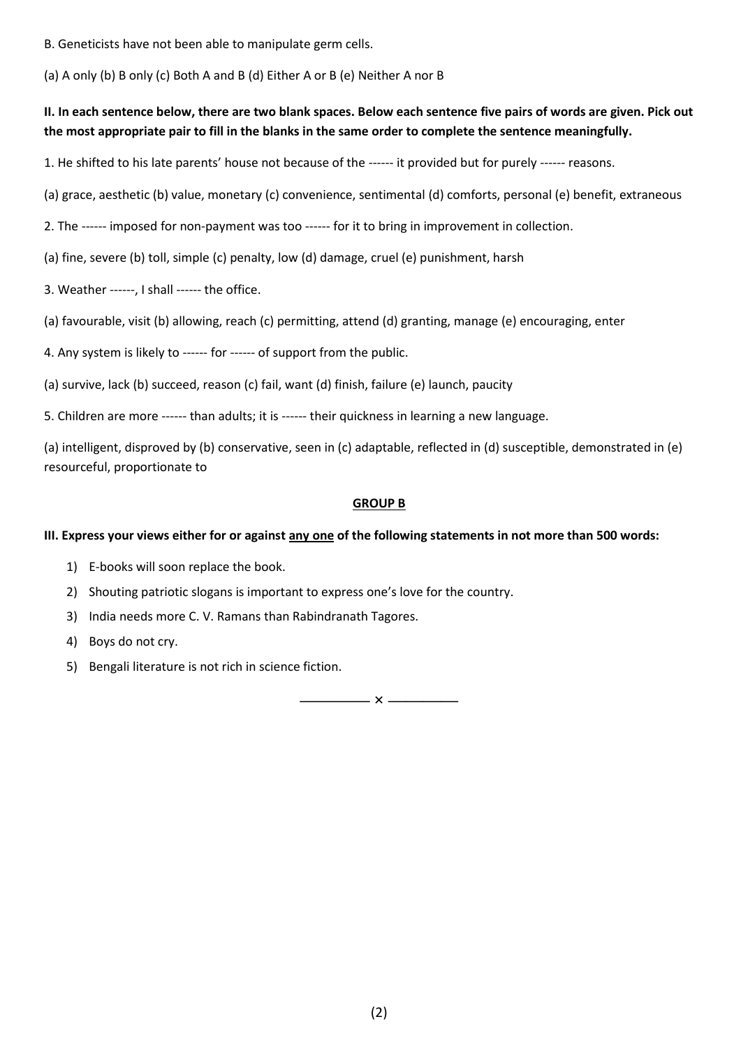B. Geneticists have not been able to manipulate germ cells.

(a) A only (b) B only (c) Both A and B (d) Either A or B (e) Neither A nor B

**II. In each sentence below, there are two blank spaces. Below each sentence five pairs of words are given. Pick out the most appropriate pair to fill in the blanks in the same order to complete the sentence meaningfully.**

1. He shifted to his late parents' house not because of the ------ it provided but for purely ------ reasons.

(a) grace, aesthetic (b) value, monetary (c) convenience, sentimental (d) comforts, personal (e) benefit, extraneous

2. The ------ imposed for non-payment was too ------ for it to bring in improvement in collection.

(a) fine, severe (b) toll, simple (c) penalty, low (d) damage, cruel (e) punishment, harsh

3. Weather ------, I shall ------ the office.

(a) favourable, visit (b) allowing, reach (c) permitting, attend (d) granting, manage (e) encouraging, enter

4. Any system is likely to ------ for ------ of support from the public.

(a) survive, lack (b) succeed, reason (c) fail, want (d) finish, failure (e) launch, paucity

5. Children are more ------ than adults; it is ------ their quickness in learning a new language.

(a) intelligent, disproved by (b) conservative, seen in (c) adaptable, reflected in (d) susceptible, demonstrated in (e) resourceful, proportionate to

## GROUP B

**III. Express your views either for or against any one of the following statements in not more than 500 words:**

1) E-books will soon replace the book.
2) Shouting patriotic slogans is important to express one's love for the country.
3) India needs more C. V. Ramans than Rabindranath Tagores.
4) Boys do not cry.
5) Bengali literature is not rich in science fiction.

———— × ————